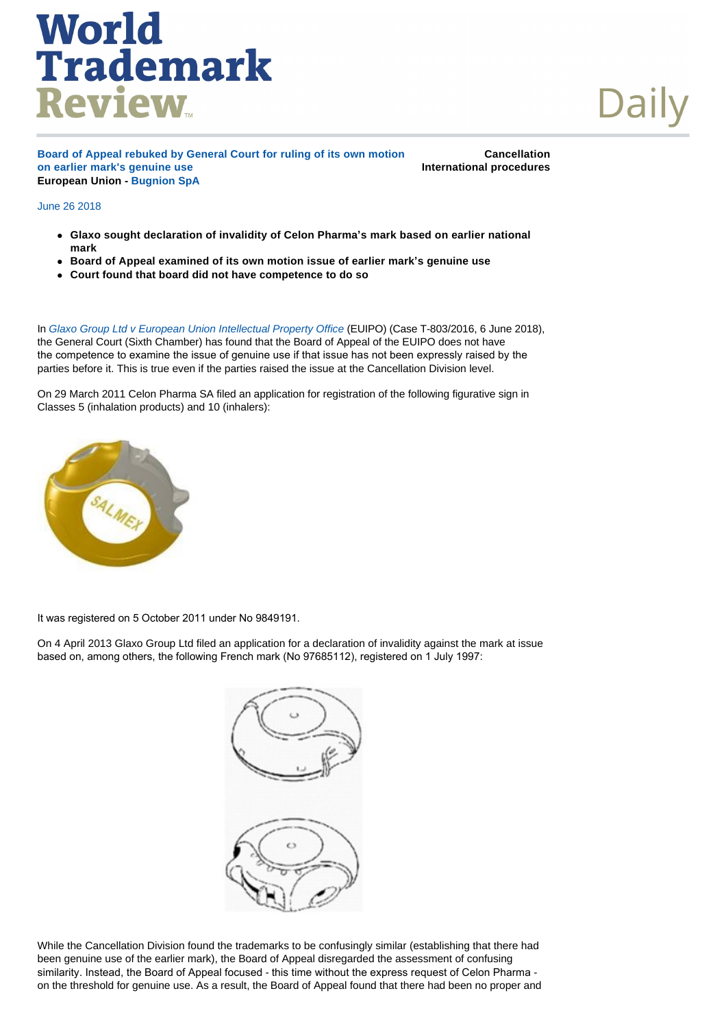**Board of Appeal rebuked by General Court for ruling of its own motion on earlier mark's genuine use**
**European Union - Bugnion SpA**

**Cancellation**
**International procedures**

June 26 2018

- **Glaxo sought declaration of invalidity of Celon Pharma's mark based on earlier national mark**
- **Board of Appeal examined of its own motion issue of earlier mark's genuine use**
- **Court found that board did not have competence to do so**

In *Glaxo Group Ltd v European Union Intellectual Property Office* (EUIPO) (Case T-803/2016, 6 June 2018), the General Court (Sixth Chamber) has found that the Board of Appeal of the EUIPO does not have the competence to examine the issue of genuine use if that issue has not been expressly raised by the parties before it. This is true even if the parties raised the issue at the Cancellation Division level.

On 29 March 2011 Celon Pharma SA filed an application for registration of the following figurative sign in Classes 5 (inhalation products) and 10 (inhalers):

It was registered on 5 October 2011 under No 9849191.

On 4 April 2013 Glaxo Group Ltd filed an application for a declaration of invalidity against the mark at issue based on, among others, the following French mark (No 97685112), registered on 1 July 1997:

While the Cancellation Division found the trademarks to be confusingly similar (establishing that there had been genuine use of the earlier mark), the Board of Appeal disregarded the assessment of confusing similarity. Instead, the Board of Appeal focused - this time without the express request of Celon Pharma - on the threshold for genuine use. As a result, the Board of Appeal found that there had been no proper and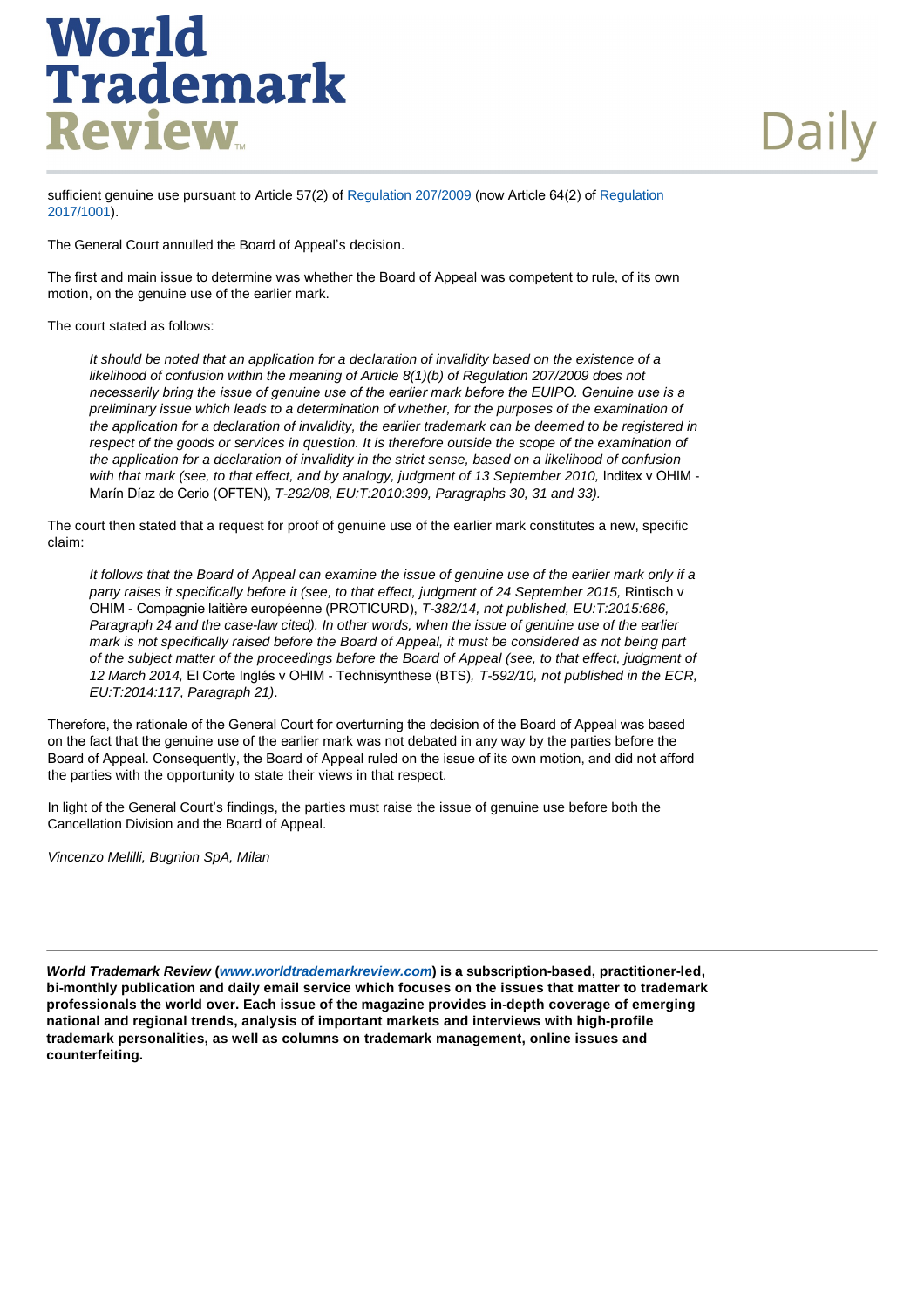sufficient genuine use pursuant to Article 57(2) of Regulation 207/2009 (now Article 64(2) of Regulation 2017/1001).

The General Court annulled the Board of Appeal's decision.

The first and main issue to determine was whether the Board of Appeal was competent to rule, of its own motion, on the genuine use of the earlier mark.

The court stated as follows:

> *It should be noted that an application for a declaration of invalidity based on the existence of a likelihood of confusion within the meaning of Article 8(1)(b) of Regulation 207/2009 does not necessarily bring the issue of genuine use of the earlier mark before the EUIPO. Genuine use is a preliminary issue which leads to a determination of whether, for the purposes of the examination of the application for a declaration of invalidity, the earlier trademark can be deemed to be registered in respect of the goods or services in question. It is therefore outside the scope of the examination of the application for a declaration of invalidity in the strict sense, based on a likelihood of confusion with that mark (see, to that effect, and by analogy, judgment of 13 September 2010,* Inditex v OHIM - Marín Díaz de Cerio (OFTEN), *T-292/08, EU:T:2010:399, Paragraphs 30, 31 and 33).*

The court then stated that a request for proof of genuine use of the earlier mark constitutes a new, specific claim:

> *It follows that the Board of Appeal can examine the issue of genuine use of the earlier mark only if a party raises it specifically before it (see, to that effect, judgment of 24 September 2015,* Rintisch v OHIM - Compagnie laitière européenne (PROTICURD), *T-382/14, not published, EU:T:2015:686, Paragraph 24 and the case-law cited). In other words, when the issue of genuine use of the earlier mark is not specifically raised before the Board of Appeal, it must be considered as not being part of the subject matter of the proceedings before the Board of Appeal (see, to that effect, judgment of 12 March 2014,* El Corte Inglés v OHIM - Technisynthese (BTS)*, T-592/10, not published in the ECR, EU:T:2014:117, Paragraph 21)*.

Therefore, the rationale of the General Court for overturning the decision of the Board of Appeal was based on the fact that the genuine use of the earlier mark was not debated in any way by the parties before the Board of Appeal. Consequently, the Board of Appeal ruled on the issue of its own motion, and did not afford the parties with the opportunity to state their views in that respect.

In light of the General Court's findings, the parties must raise the issue of genuine use before both the Cancellation Division and the Board of Appeal.

*Vincenzo Melilli, Bugnion SpA, Milan*

---

***World Trademark Review* (*www.worldtrademarkreview.com*) is a subscription-based, practitioner-led, bi-monthly publication and daily email service which focuses on the issues that matter to trademark professionals the world over. Each issue of the magazine provides in-depth coverage of emerging national and regional trends, analysis of important markets and interviews with high-profile trademark personalities, as well as columns on trademark management, online issues and counterfeiting.**